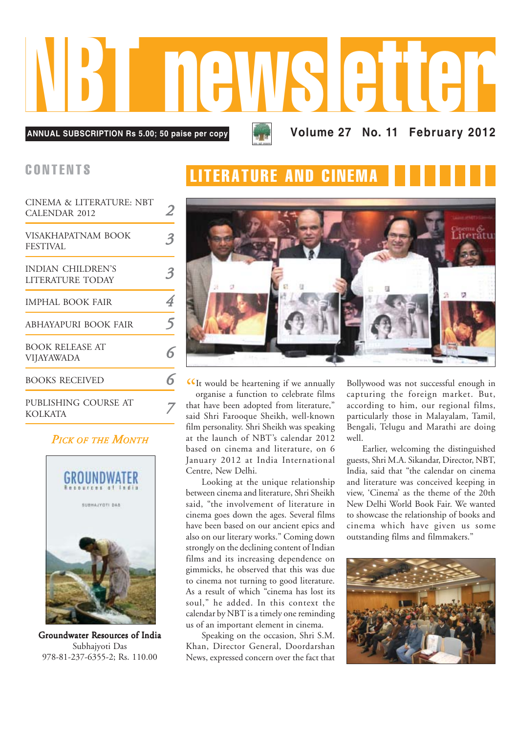# NBT newsletter

**ANNUAL SUBSCRIPTION Rs 5.00; 50 paise per copy**

**Volume 27 No. 11 February 2012**

## CONTENTS

| | |
|---|---|
| CINEMA & LITERATURE: NBT CALENDAR 2012 | 2 |
| VISAKHAPATNAM BOOK FESTIVAL | 3 |
| INDIAN CHILDREN'S LITERATURE TODAY | 3 |
| IMPHAL BOOK FAIR | 4 |
| ABHAYAPURI BOOK FAIR | 5 |
| BOOK RELEASE AT VIJAYAWADA | 6 |
| BOOKS RECEIVED | 6 |
| PUBLISHING COURSE AT KOLKATA | 7 |

### *Pick of the Month*

**Groundwater Resources of India**
Subhajyoti Das
978-81-237-6355-2; Rs. 110.00

## LITERATURE AND CINEMA

"It would be heartening if we annually organise a function to celebrate films that have been adopted from literature," said Shri Farooque Sheikh, well-known film personality. Shri Sheikh was speaking at the launch of NBT's calendar 2012 based on cinema and literature, on 6 January 2012 at India International Centre, New Delhi.

Looking at the unique relationship between cinema and literature, Shri Sheikh said, "the involvement of literature in cinema goes down the ages. Several films have been based on our ancient epics and also on our literary works." Coming down strongly on the declining content of Indian films and its increasing dependence on gimmicks, he observed that this was due to cinema not turning to good literature. As a result of which "cinema has lost its soul," he added. In this context the calendar by NBT is a timely one reminding us of an important element in cinema.

Speaking on the occasion, Shri S.M. Khan, Director General, Doordarshan News, expressed concern over the fact that Bollywood was not successful enough in capturing the foreign market. But, according to him, our regional films, particularly those in Malayalam, Tamil, Bengali, Telugu and Marathi are doing well.

Earlier, welcoming the distinguished guests, Shri M.A. Sikandar, Director, NBT, India, said that "the calendar on cinema and literature was conceived keeping in view, 'Cinema' as the theme of the 20th New Delhi World Book Fair. We wanted to showcase the relationship of books and cinema which have given us some outstanding films and filmmakers."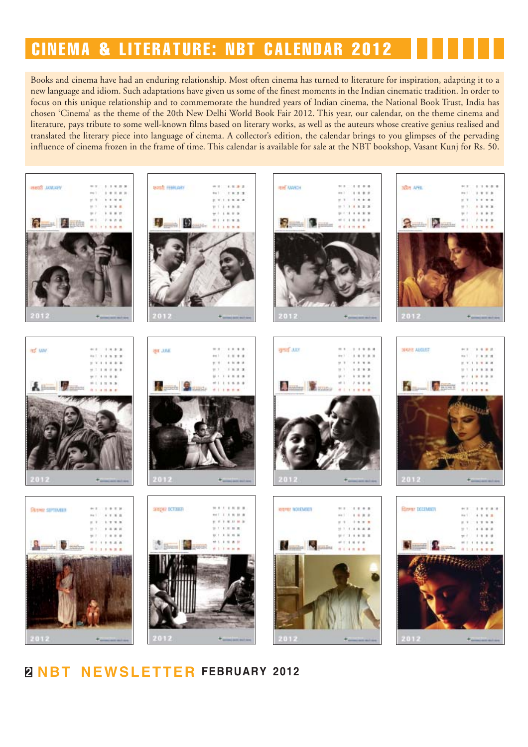# CINEMA & LITERATURE: NBT CALENDAR 2012

Books and cinema have had an enduring relationship. Most often cinema has turned to literature for inspiration, adapting it to a new language and idiom. Such adaptations have given us some of the finest moments in the Indian cinematic tradition. In order to focus on this unique relationship and to commemorate the hundred years of Indian cinema, the National Book Trust, India has chosen 'Cinema' as the theme of the 20th New Delhi World Book Fair 2012. This year, our calendar, on the theme cinema and literature, pays tribute to some well-known films based on literary works, as well as the auteurs whose creative genius realised and translated the literary piece into language of cinema. A collector's edition, the calendar brings to you glimpses of the pervading influence of cinema frozen in the frame of time. This calendar is available for sale at the NBT bookshop, Vasant Kunj for Rs. 50.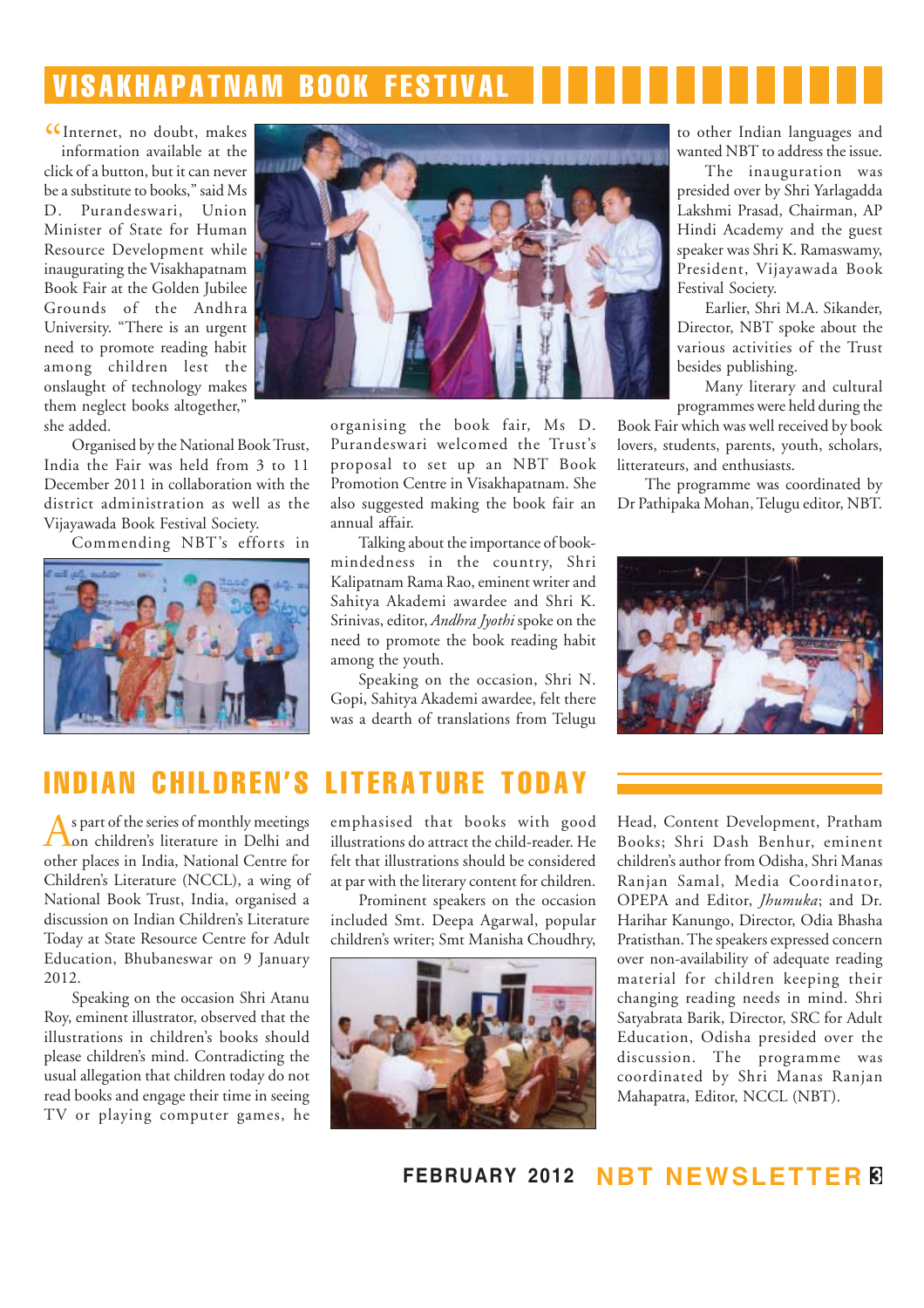# VISAKHAPATNAM BOOK FESTIVAL

"Internet, no doubt, makes information available at the click of a button, but it can never be a substitute to books," said Ms D. Purandeswari, Union Minister of State for Human Resource Development while inaugurating the Visakhapatnam Book Fair at the Golden Jubilee Grounds of the Andhra University. "There is an urgent need to promote reading habit among children lest the onslaught of technology makes them neglect books altogether," she added.

Organised by the National Book Trust, India the Fair was held from 3 to 11 December 2011 in collaboration with the district administration as well as the Vijayawada Book Festival Society.

Commending NBT's efforts in organising the book fair, Ms D. Purandeswari welcomed the Trust's proposal to set up an NBT Book Promotion Centre in Visakhapatnam. She also suggested making the book fair an annual affair.

Talking about the importance of book-mindedness in the country, Shri Kalipatnam Rama Rao, eminent writer and Sahitya Akademi awardee and Shri K. Srinivas, editor, *Andhra Jyothi* spoke on the need to promote the book reading habit among the youth.

Speaking on the occasion, Shri N. Gopi, Sahitya Akademi awardee, felt there was a dearth of translations from Telugu to other Indian languages and wanted NBT to address the issue.

The inauguration was presided over by Shri Yarlagadda Lakshmi Prasad, Chairman, AP Hindi Academy and the guest speaker was Shri K. Ramaswamy, President, Vijayawada Book Festival Society.

Earlier, Shri M.A. Sikander, Director, NBT spoke about the various activities of the Trust besides publishing.

Many literary and cultural programmes were held during the Book Fair which was well received by book lovers, students, parents, youth, scholars, litterateurs, and enthusiasts.

The programme was coordinated by Dr Pathipaka Mohan, Telugu editor, NBT.

# INDIAN CHILDREN'S LITERATURE TODAY

As part of the series of monthly meetings on children's literature in Delhi and other places in India, National Centre for Children's Literature (NCCL), a wing of National Book Trust, India, organised a discussion on Indian Children's Literature Today at State Resource Centre for Adult Education, Bhubaneswar on 9 January 2012.

Speaking on the occasion Shri Atanu Roy, eminent illustrator, observed that the illustrations in children's books should please children's mind. Contradicting the usual allegation that children today do not read books and engage their time in seeing TV or playing computer games, he emphasised that books with good illustrations do attract the child-reader. He felt that illustrations should be considered at par with the literary content for children.

Prominent speakers on the occasion included Smt. Deepa Agarwal, popular children's writer; Smt Manisha Choudhry, Head, Content Development, Pratham Books; Shri Dash Benhur, eminent children's author from Odisha, Shri Manas Ranjan Samal, Media Coordinator, OPEPA and Editor, *Jhumuka*; and Dr. Harihar Kanungo, Director, Odia Bhasha Pratisthan. The speakers expressed concern over non-availability of adequate reading material for children keeping their changing reading needs in mind. Shri Satyabrata Barik, Director, SRC for Adult Education, Odisha presided over the discussion. The programme was coordinated by Shri Manas Ranjan Mahapatra, Editor, NCCL (NBT).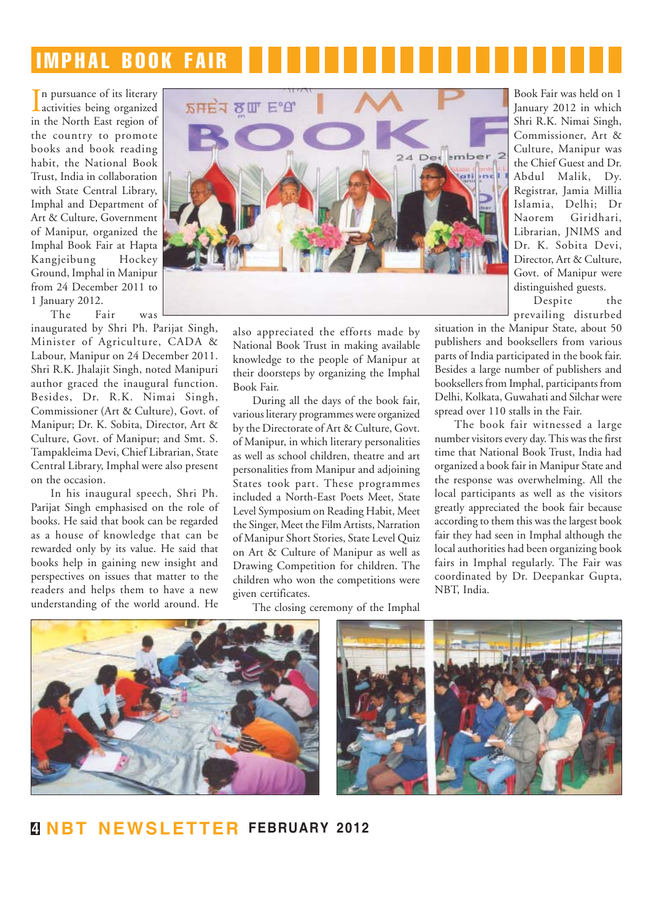# IMPHAL BOOK FAIR

In pursuance of its literary activities being organized in the North East region of the country to promote books and book reading habit, the National Book Trust, India in collaboration with State Central Library, Imphal and Department of Art & Culture, Government of Manipur, organized the Imphal Book Fair at Hapta Kangjeibung Hockey Ground, Imphal in Manipur from 24 December 2011 to 1 January 2012.

The Fair was inaugurated by Shri Ph. Parijat Singh, Minister of Agriculture, CADA & Labour, Manipur on 24 December 2011. Shri R.K. Jhalajit Singh, noted Manipuri author graced the inaugural function. Besides, Dr. R.K. Nimai Singh, Commissioner (Art & Culture), Govt. of Manipur; Dr. K. Sobita, Director, Art & Culture, Govt. of Manipur; and Smt. S. Tampakleima Devi, Chief Librarian, State Central Library, Imphal were also present on the occasion.

In his inaugural speech, Shri Ph. Parijat Singh emphasised on the role of books. He said that book can be regarded as a house of knowledge that can be rewarded only by its value. He said that books help in gaining new insight and perspectives on issues that matter to the readers and helps them to have a new understanding of the world around. He also appreciated the efforts made by National Book Trust in making available knowledge to the people of Manipur at their doorsteps by organizing the Imphal Book Fair.

During all the days of the book fair, various literary programmes were organized by the Directorate of Art & Culture, Govt. of Manipur, in which literary personalities as well as school children, theatre and art personalities from Manipur and adjoining States took part. These programmes included a North-East Poets Meet, State Level Symposium on Reading Habit, Meet the Singer, Meet the Film Artists, Narration of Manipur Short Stories, State Level Quiz on Art & Culture of Manipur as well as Drawing Competition for children. The children who won the competitions were given certificates.

The closing ceremony of the Imphal Book Fair was held on 1 January 2012 in which Shri R.K. Nimai Singh, Commissioner, Art & Culture, Manipur was the Chief Guest and Dr. Abdul Malik, Dy. Registrar, Jamia Millia Islamia, Delhi; Dr Naorem Giridhari, Librarian, JNIMS and Dr. K. Sobita Devi, Director, Art & Culture, Govt. of Manipur were distinguished guests.

Despite the prevailing disturbed situation in the Manipur State, about 50 publishers and booksellers from various parts of India participated in the book fair. Besides a large number of publishers and booksellers from Imphal, participants from Delhi, Kolkata, Guwahati and Silchar were spread over 110 stalls in the Fair.

The book fair witnessed a large number visitors every day. This was the first time that National Book Trust, India had organized a book fair in Manipur State and the response was overwhelming. All the local participants as well as the visitors greatly appreciated the book fair because according to them this was the largest book fair they had seen in Imphal although the local authorities had been organizing book fairs in Imphal regularly. The Fair was coordinated by Dr. Deepankar Gupta, NBT, India.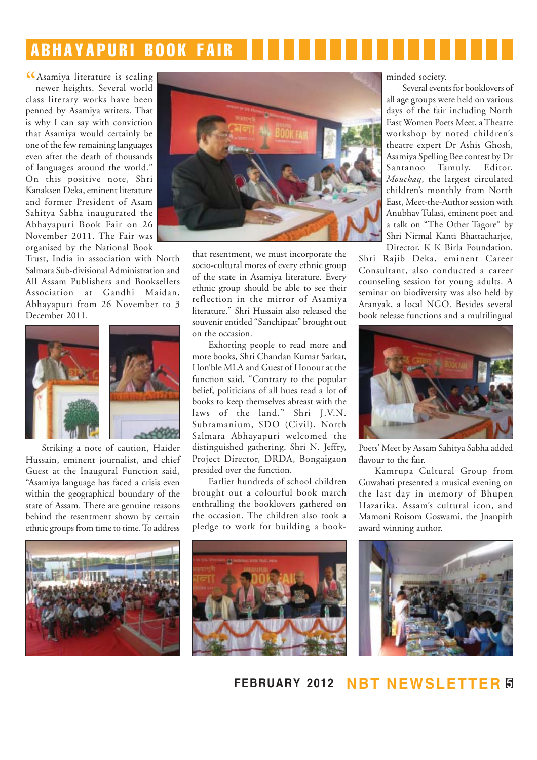# ABHAYAPURI BOOK FAIR

"Asamiya literature is scaling newer heights. Several world class literary works have been penned by Asamiya writers. That is why I can say with conviction that Asamiya would certainly be one of the few remaining languages even after the death of thousands of languages around the world." On this positive note, Shri Kanaksen Deka, eminent literature and former President of Asam Sahitya Sabha inaugurated the Abhayapuri Book Fair on 26 November 2011. The Fair was organised by the National Book Trust, India in association with North Salmara Sub-divisional Administration and All Assam Publishers and Booksellers Association at Gandhi Maidan, Abhayapuri from 26 November to 3 December 2011.

Striking a note of caution, Haider Hussain, eminent journalist, and chief Guest at the Inaugural Function said, "Asamiya language has faced a crisis even within the geographical boundary of the state of Assam. There are genuine reasons behind the resentment shown by certain ethnic groups from time to time. To address that resentment, we must incorporate the socio-cultural mores of every ethnic group of the state in Asamiya literature. Every ethnic group should be able to see their reflection in the mirror of Asamiya literature." Shri Hussain also released the souvenir entitled "Sanchipaat" brought out on the occasion.

Exhorting people to read more and more books, Shri Chandan Kumar Sarkar, Hon'ble MLA and Guest of Honour at the function said, "Contrary to the popular belief, politicians of all hues read a lot of books to keep themselves abreast with the laws of the land." Shri J.V.N. Subramanium, SDO (Civil), North Salmara Abhayapuri welcomed the distinguished gathering. Shri N. Jeffry, Project Director, DRDA, Bongaigaon presided over the function.

Earlier hundreds of school children brought out a colourful book march enthralling the booklovers gathered on the occasion. The children also took a pledge to work for building a book-minded society.

Several events for booklovers of all age groups were held on various days of the fair including North East Women Poets Meet, a Theatre workshop by noted children's theatre expert Dr Ashis Ghosh, Asamiya Spelling Bee contest by Dr Santanoo Tamuly, Editor, *Mouchaq*, the largest circulated children's monthly from North East, Meet-the-Author session with Anubhav Tulasi, eminent poet and a talk on "The Other Tagore" by Shri Nirmal Kanti Bhattacharjee, Director, K K Birla Foundation. Shri Rajib Deka, eminent Career Consultant, also conducted a career counseling session for young adults. A seminar on biodiversity was also held by Aranyak, a local NGO. Besides several book release functions and a multilingual Poets' Meet by Assam Sahitya Sabha added flavour to the fair.

Kamrupa Cultural Group from Guwahati presented a musical evening on the last day in memory of Bhupen Hazarika, Assam's cultural icon, and Mamoni Roisom Goswami, the Jnanpith award winning author.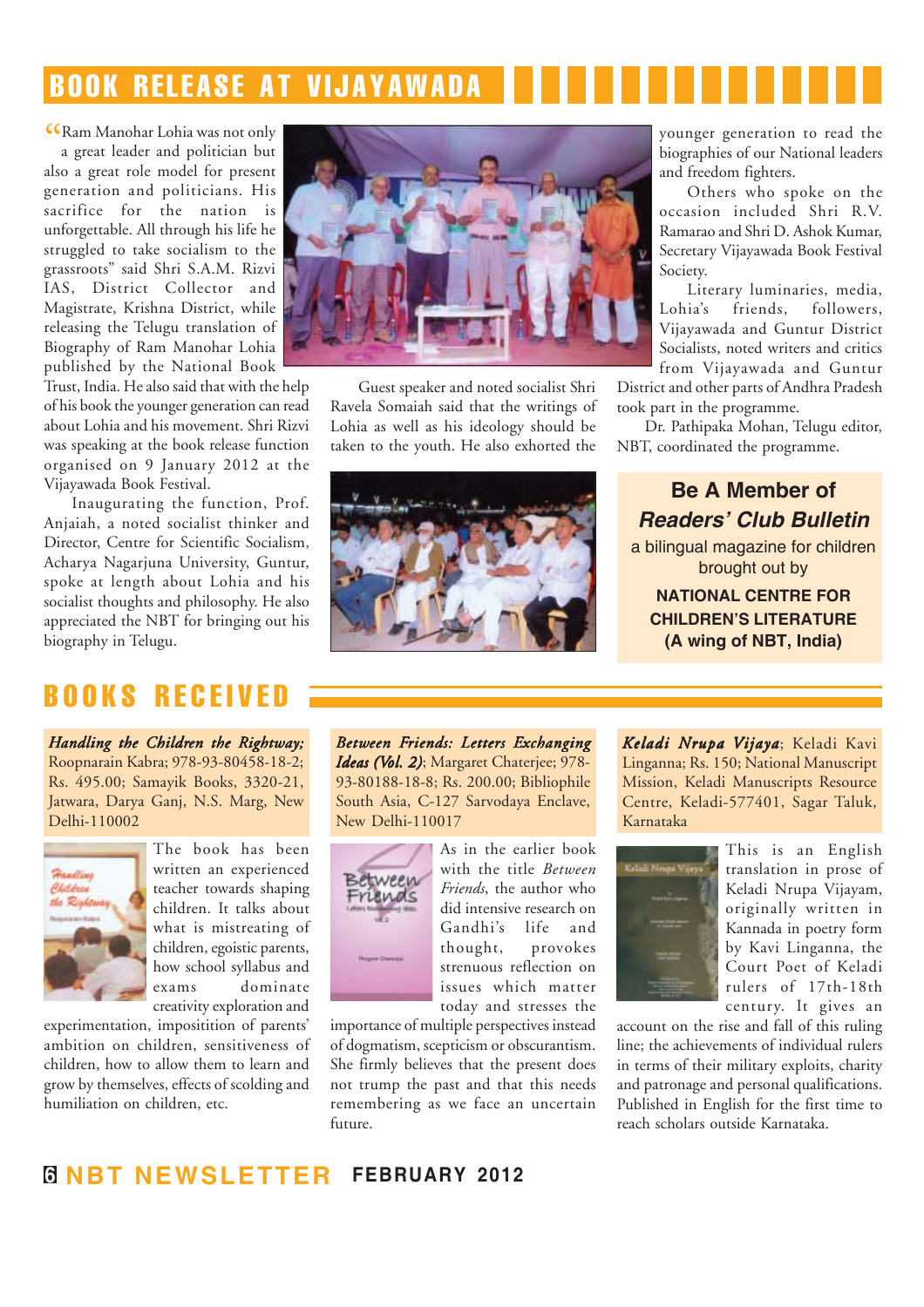## BOOK RELEASE AT VIJAYAWADA

"Ram Manohar Lohia was not only a great leader and politician but also a great role model for present generation and politicians. His sacrifice for the nation is unforgettable. All through his life he struggled to take socialism to the grassroots" said Shri S.A.M. Rizvi IAS, District Collector and Magistrate, Krishna District, while releasing the Telugu translation of Biography of Ram Manohar Lohia published by the National Book Trust, India. He also said that with the help of his book the younger generation can read about Lohia and his movement. Shri Rizvi was speaking at the book release function organised on 9 January 2012 at the Vijayawada Book Festival.

Inaugurating the function, Prof. Anjaiah, a noted socialist thinker and Director, Centre for Scientific Socialism, Acharya Nagarjuna University, Guntur, spoke at length about Lohia and his socialist thoughts and philosophy. He also appreciated the NBT for bringing out his biography in Telugu.

Guest speaker and noted socialist Shri Ravela Somaiah said that the writings of Lohia as well as his ideology should be taken to the youth. He also exhorted the younger generation to read the biographies of our National leaders and freedom fighters.

Others who spoke on the occasion included Shri R.V. Ramarao and Shri D. Ashok Kumar, Secretary Vijayawada Book Festival Society.

Literary luminaries, media, Lohia's friends, followers, Vijayawada and Guntur District Socialists, noted writers and critics from Vijayawada and Guntur District and other parts of Andhra Pradesh took part in the programme.

Dr. Pathipaka Mohan, Telugu editor, NBT, coordinated the programme.

**Be A Member of *Readers' Club Bulletin***

a bilingual magazine for children brought out by

**NATIONAL CENTRE FOR CHILDREN'S LITERATURE (A wing of NBT, India)**

## BOOKS RECEIVED

***Handling the Children the Rightway;*** Roopnarain Kabra; 978-93-80458-18-2; Rs. 495.00; Samayik Books, 3320-21, Jatwara, Darya Ganj, N.S. Marg, New Delhi-110002

The book has been written an experienced teacher towards shaping children. It talks about what is mistreating of children, egoistic parents, how school syllabus and exams dominate creativity exploration and experimentation, impositition of parents' ambition on children, sensitiveness of children, how to allow them to learn and grow by themselves, effects of scolding and humiliation on children, etc.

***Between Friends: Letters Exchanging Ideas (Vol. 2)***; Margaret Chaterjee; 978-93-80188-18-8; Rs. 200.00; Bibliophile South Asia, C-127 Sarvodaya Enclave, New Delhi-110017

As in the earlier book with the title *Between Friends*, the author who did intensive research on Gandhi's life and thought, provokes strenuous reflection on issues which matter today and stresses the importance of multiple perspectives instead of dogmatism, scepticism or obscurantism. She firmly believes that the present does not trump the past and that this needs remembering as we face an uncertain future.

***Keladi Nrupa Vijaya***; Keladi Kavi Linganna; Rs. 150; National Manuscript Mission, Keladi Manuscripts Resource Centre, Keladi-577401, Sagar Taluk, Karnataka

This is an English translation in prose of Keladi Nrupa Vijayam, originally written in Kannada in poetry form by Kavi Linganna, the Court Poet of Keladi rulers of 17th-18th century. It gives an account on the rise and fall of this ruling line; the achievements of individual rulers in terms of their military exploits, charity and patronage and personal qualifications. Published in English for the first time to reach scholars outside Karnataka.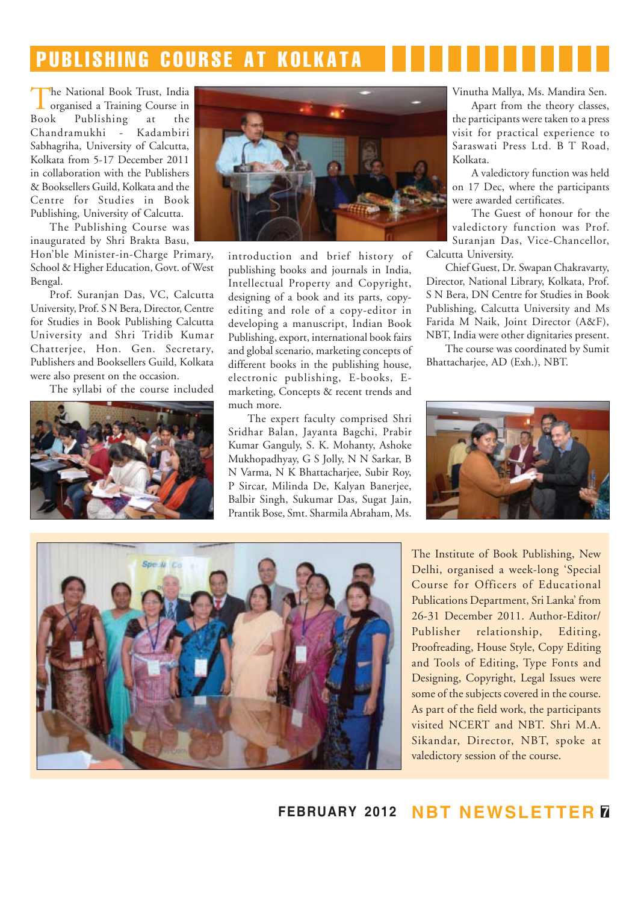# PUBLISHING COURSE AT KOLKATA

The National Book Trust, India organised a Training Course in Book Publishing at the Chandramukhi - Kadambiri Sabhagriha, University of Calcutta, Kolkata from 5-17 December 2011 in collaboration with the Publishers & Booksellers Guild, Kolkata and the Centre for Studies in Book Publishing, University of Calcutta.

The Publishing Course was inaugurated by Shri Brakta Basu, Hon'ble Minister-in-Charge Primary, School & Higher Education, Govt. of West Bengal.

Prof. Suranjan Das, VC, Calcutta University, Prof. S N Bera, Director, Centre for Studies in Book Publishing Calcutta University and Shri Tridib Kumar Chatterjee, Hon. Gen. Secretary, Publishers and Booksellers Guild, Kolkata were also present on the occasion.

The syllabi of the course included introduction and brief history of publishing books and journals in India, Intellectual Property and Copyright, designing of a book and its parts, copy-editing and role of a copy-editor in developing a manuscript, Indian Book Publishing, export, international book fairs and global scenario, marketing concepts of different books in the publishing house, electronic publishing, E-books, E-marketing, Concepts & recent trends and much more.

The expert faculty comprised Shri Sridhar Balan, Jayanta Bagchi, Prabir Kumar Ganguly, S. K. Mohanty, Ashoke Mukhopadhyay, G S Jolly, N N Sarkar, B N Varma, N K Bhattacharjee, Subir Roy, P Sircar, Milinda De, Kalyan Banerjee, Balbir Singh, Sukumar Das, Sugat Jain, Prantik Bose, Smt. Sharmila Abraham, Ms. Vinutha Mallya, Ms. Mandira Sen.

Apart from the theory classes, the participants were taken to a press visit for practical experience to Saraswati Press Ltd. B T Road, Kolkata.

A valedictory function was held on 17 Dec, where the participants were awarded certificates.

The Guest of honour for the valedictory function was Prof. Suranjan Das, Vice-Chancellor, Calcutta University.

Chief Guest, Dr. Swapan Chakravarty, Director, National Library, Kolkata, Prof. S N Bera, DN Centre for Studies in Book Publishing, Calcutta University and Ms Farida M Naik, Joint Director (A&F), NBT, India were other dignitaries present.

The course was coordinated by Sumit Bhattacharjee, AD (Exh.), NBT.

The Institute of Book Publishing, New Delhi, organised a week-long 'Special Course for Officers of Educational Publications Department, Sri Lanka' from 26-31 December 2011. Author-Editor/Publisher relationship, Editing, Proofreading, House Style, Copy Editing and Tools of Editing, Type Fonts and Designing, Copyright, Legal Issues were some of the subjects covered in the course. As part of the field work, the participants visited NCERT and NBT. Shri M.A. Sikandar, Director, NBT, spoke at valedictory session of the course.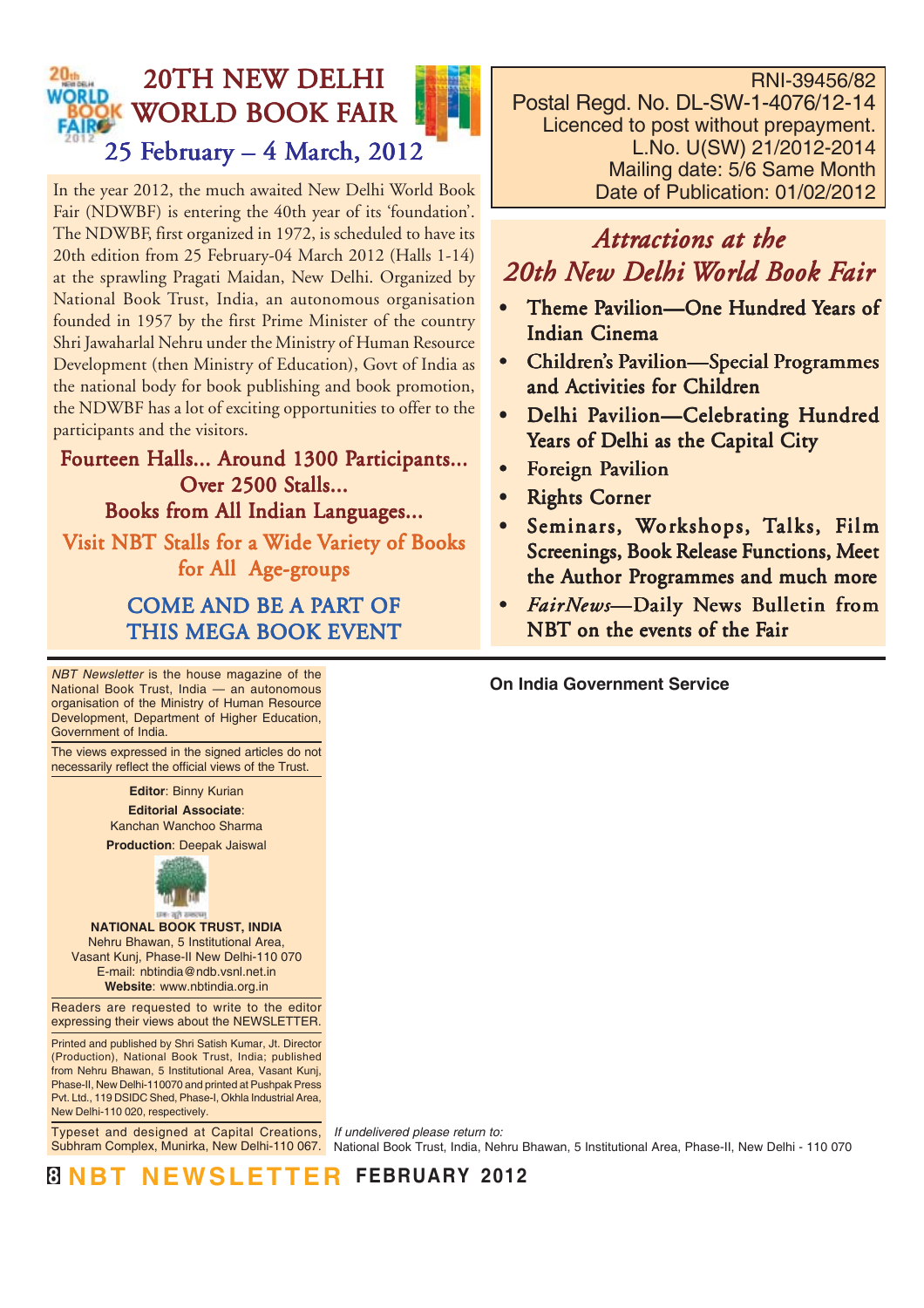# 20TH NEW DELHI WORLD BOOK FAIR

## 25 February – 4 March, 2012

In the year 2012, the much awaited New Delhi World Book Fair (NDWBF) is entering the 40th year of its 'foundation'. The NDWBF, first organized in 1972, is scheduled to have its 20th edition from 25 February-04 March 2012 (Halls 1-14) at the sprawling Pragati Maidan, New Delhi. Organized by National Book Trust, India, an autonomous organisation founded in 1957 by the first Prime Minister of the country Shri Jawaharlal Nehru under the Ministry of Human Resource Development (then Ministry of Education), Govt of India as the national body for book publishing and book promotion, the NDWBF has a lot of exciting opportunities to offer to the participants and the visitors.

**Fourteen Halls... Around 1300 Participants... Over 2500 Stalls... Books from All Indian Languages...**

**Visit NBT Stalls for a Wide Variety of Books for All Age-groups**

**COME AND BE A PART OF THIS MEGA BOOK EVENT**

RNI-39456/82
Postal Regd. No. DL-SW-1-4076/12-14
Licenced to post without prepayment.
L.No. U(SW) 21/2012-2014
Mailing date: 5/6 Same Month
Date of Publication: 01/02/2012

## Attractions at the 20th New Delhi World Book Fair

- Theme Pavilion—One Hundred Years of Indian Cinema
- Children's Pavilion—Special Programmes and Activities for Children
- Delhi Pavilion—Celebrating Hundred Years of Delhi as the Capital City
- Foreign Pavilion
- Rights Corner
- Seminars, Workshops, Talks, Film Screenings, Book Release Functions, Meet the Author Programmes and much more
- *FairNews*—Daily News Bulletin from NBT on the events of the Fair

*NBT Newsletter* is the house magazine of the National Book Trust, India — an autonomous organisation of the Ministry of Human Resource Development, Department of Higher Education, Government of India.

The views expressed in the signed articles do not necessarily reflect the official views of the Trust.

**Editor**: Binny Kurian
**Editorial Associate**: Kanchan Wanchoo Sharma
**Production**: Deepak Jaiswal

**NATIONAL BOOK TRUST, INDIA**
Nehru Bhawan, 5 Institutional Area,
Vasant Kunj, Phase-II New Delhi-110 070
E-mail: nbtindia@ndb.vsnl.net.in
**Website**: www.nbtindia.org.in

Readers are requested to write to the editor expressing their views about the NEWSLETTER.

Printed and published by Shri Satish Kumar, Jt. Director (Production), National Book Trust, India; published from Nehru Bhawan, 5 Institutional Area, Vasant Kunj, Phase-II, New Delhi-110070 and printed at Pushpak Press Pvt. Ltd., 119 DSIDC Shed, Phase-I, Okhla Industrial Area, New Delhi-110 020, respectively.

Typeset and designed at Capital Creations, Subhram Complex, Munirka, New Delhi-110 067.

**On India Government Service**

*If undelivered please return to:*
National Book Trust, India, Nehru Bhawan, 5 Institutional Area, Phase-II, New Delhi - 110 070